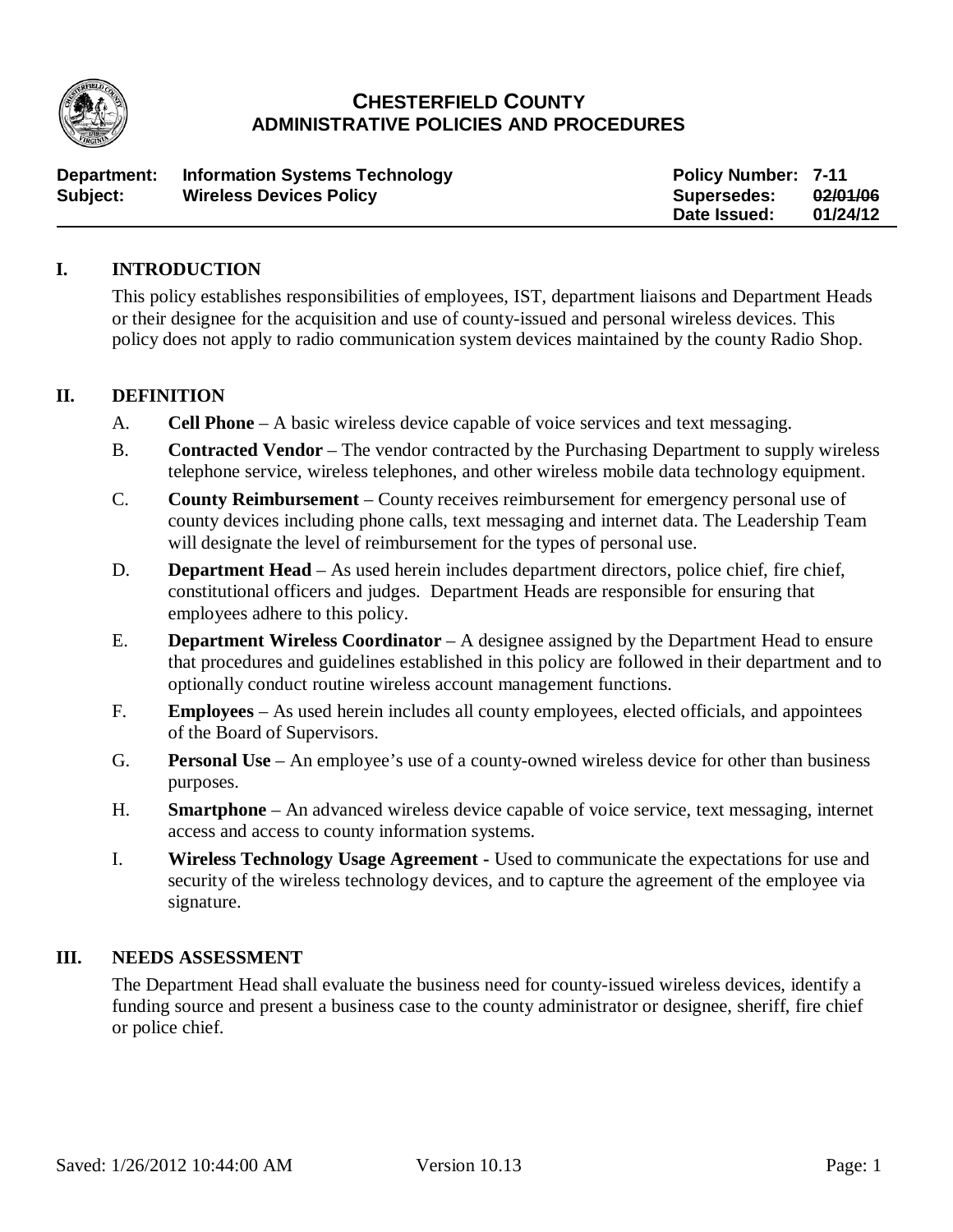# CHESTERFIELD COUNTY
## ADMINISTRATIVE POLICIES AND PROCEDURES

| | | | |
|---|---|---|---|
| **Department:** | **Information Systems Technology** | **Policy Number:** | **7-11** |
| **Subject:** | **Wireless Devices Policy** | **Supersedes:** | ~~**02/01/06**~~ |
| | | **Date Issued:** | **01/24/12** |

## I. INTRODUCTION

This policy establishes responsibilities of employees, IST, department liaisons and Department Heads or their designee for the acquisition and use of county-issued and personal wireless devices. This policy does not apply to radio communication system devices maintained by the county Radio Shop.

## II. DEFINITION

A. **Cell Phone** – A basic wireless device capable of voice services and text messaging.

B. **Contracted Vendor** – The vendor contracted by the Purchasing Department to supply wireless telephone service, wireless telephones, and other wireless mobile data technology equipment.

C. **County Reimbursement** – County receives reimbursement for emergency personal use of county devices including phone calls, text messaging and internet data. The Leadership Team will designate the level of reimbursement for the types of personal use.

D. **Department Head** – As used herein includes department directors, police chief, fire chief, constitutional officers and judges. Department Heads are responsible for ensuring that employees adhere to this policy.

E. **Department Wireless Coordinator** – A designee assigned by the Department Head to ensure that procedures and guidelines established in this policy are followed in their department and to optionally conduct routine wireless account management functions.

F. **Employees** – As used herein includes all county employees, elected officials, and appointees of the Board of Supervisors.

G. **Personal Use** – An employee's use of a county-owned wireless device for other than business purposes.

H. **Smartphone** – An advanced wireless device capable of voice service, text messaging, internet access and access to county information systems.

I. **Wireless Technology Usage Agreement -** Used to communicate the expectations for use and security of the wireless technology devices, and to capture the agreement of the employee via signature.

## III. NEEDS ASSESSMENT

The Department Head shall evaluate the business need for county-issued wireless devices, identify a funding source and present a business case to the county administrator or designee, sheriff, fire chief or police chief.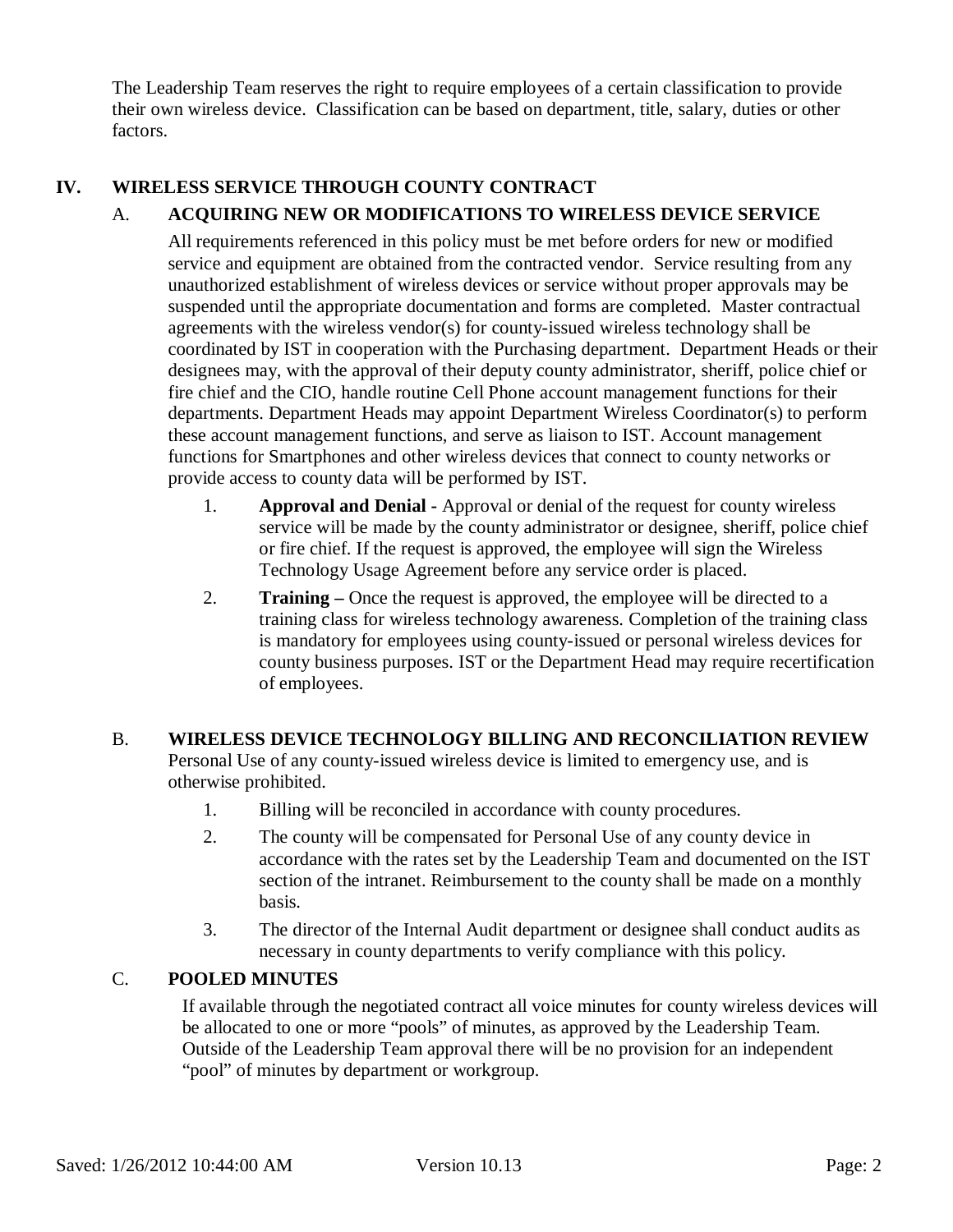The Leadership Team reserves the right to require employees of a certain classification to provide their own wireless device. Classification can be based on department, title, salary, duties or other factors.

## IV. WIRELESS SERVICE THROUGH COUNTY CONTRACT

### A. ACQUIRING NEW OR MODIFICATIONS TO WIRELESS DEVICE SERVICE

All requirements referenced in this policy must be met before orders for new or modified service and equipment are obtained from the contracted vendor. Service resulting from any unauthorized establishment of wireless devices or service without proper approvals may be suspended until the appropriate documentation and forms are completed. Master contractual agreements with the wireless vendor(s) for county-issued wireless technology shall be coordinated by IST in cooperation with the Purchasing department. Department Heads or their designees may, with the approval of their deputy county administrator, sheriff, police chief or fire chief and the CIO, handle routine Cell Phone account management functions for their departments. Department Heads may appoint Department Wireless Coordinator(s) to perform these account management functions, and serve as liaison to IST. Account management functions for Smartphones and other wireless devices that connect to county networks or provide access to county data will be performed by IST.

1. **Approval and Denial -** Approval or denial of the request for county wireless service will be made by the county administrator or designee, sheriff, police chief or fire chief. If the request is approved, the employee will sign the Wireless Technology Usage Agreement before any service order is placed.
2. **Training –** Once the request is approved, the employee will be directed to a training class for wireless technology awareness. Completion of the training class is mandatory for employees using county-issued or personal wireless devices for county business purposes. IST or the Department Head may require recertification of employees.

### B. WIRELESS DEVICE TECHNOLOGY BILLING AND RECONCILIATION REVIEW

Personal Use of any county-issued wireless device is limited to emergency use, and is otherwise prohibited.

1. Billing will be reconciled in accordance with county procedures.
2. The county will be compensated for Personal Use of any county device in accordance with the rates set by the Leadership Team and documented on the IST section of the intranet. Reimbursement to the county shall be made on a monthly basis.
3. The director of the Internal Audit department or designee shall conduct audits as necessary in county departments to verify compliance with this policy.

### C. POOLED MINUTES

If available through the negotiated contract all voice minutes for county wireless devices will be allocated to one or more "pools" of minutes, as approved by the Leadership Team. Outside of the Leadership Team approval there will be no provision for an independent "pool" of minutes by department or workgroup.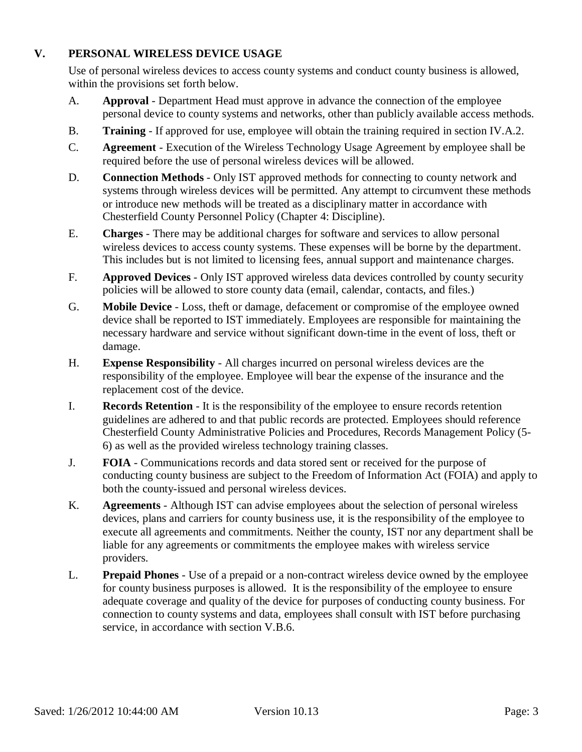## V. PERSONAL WIRELESS DEVICE USAGE

Use of personal wireless devices to access county systems and conduct county business is allowed, within the provisions set forth below.

A. **Approval** - Department Head must approve in advance the connection of the employee personal device to county systems and networks, other than publicly available access methods.

B. **Training** - If approved for use, employee will obtain the training required in section IV.A.2.

C. **Agreement** - Execution of the Wireless Technology Usage Agreement by employee shall be required before the use of personal wireless devices will be allowed.

D. **Connection Methods** - Only IST approved methods for connecting to county network and systems through wireless devices will be permitted. Any attempt to circumvent these methods or introduce new methods will be treated as a disciplinary matter in accordance with Chesterfield County Personnel Policy (Chapter 4: Discipline).

E. **Charges** - There may be additional charges for software and services to allow personal wireless devices to access county systems. These expenses will be borne by the department. This includes but is not limited to licensing fees, annual support and maintenance charges.

F. **Approved Devices** - Only IST approved wireless data devices controlled by county security policies will be allowed to store county data (email, calendar, contacts, and files.)

G. **Mobile Device** - Loss, theft or damage, defacement or compromise of the employee owned device shall be reported to IST immediately. Employees are responsible for maintaining the necessary hardware and service without significant down-time in the event of loss, theft or damage.

H. **Expense Responsibility** - All charges incurred on personal wireless devices are the responsibility of the employee. Employee will bear the expense of the insurance and the replacement cost of the device.

I. **Records Retention** - It is the responsibility of the employee to ensure records retention guidelines are adhered to and that public records are protected. Employees should reference Chesterfield County Administrative Policies and Procedures, Records Management Policy (5-6) as well as the provided wireless technology training classes.

J. **FOIA** - Communications records and data stored sent or received for the purpose of conducting county business are subject to the Freedom of Information Act (FOIA) and apply to both the county-issued and personal wireless devices.

K. **Agreements** - Although IST can advise employees about the selection of personal wireless devices, plans and carriers for county business use, it is the responsibility of the employee to execute all agreements and commitments. Neither the county, IST nor any department shall be liable for any agreements or commitments the employee makes with wireless service providers.

L. **Prepaid Phones** - Use of a prepaid or a non-contract wireless device owned by the employee for county business purposes is allowed. It is the responsibility of the employee to ensure adequate coverage and quality of the device for purposes of conducting county business. For connection to county systems and data, employees shall consult with IST before purchasing service, in accordance with section V.B.6.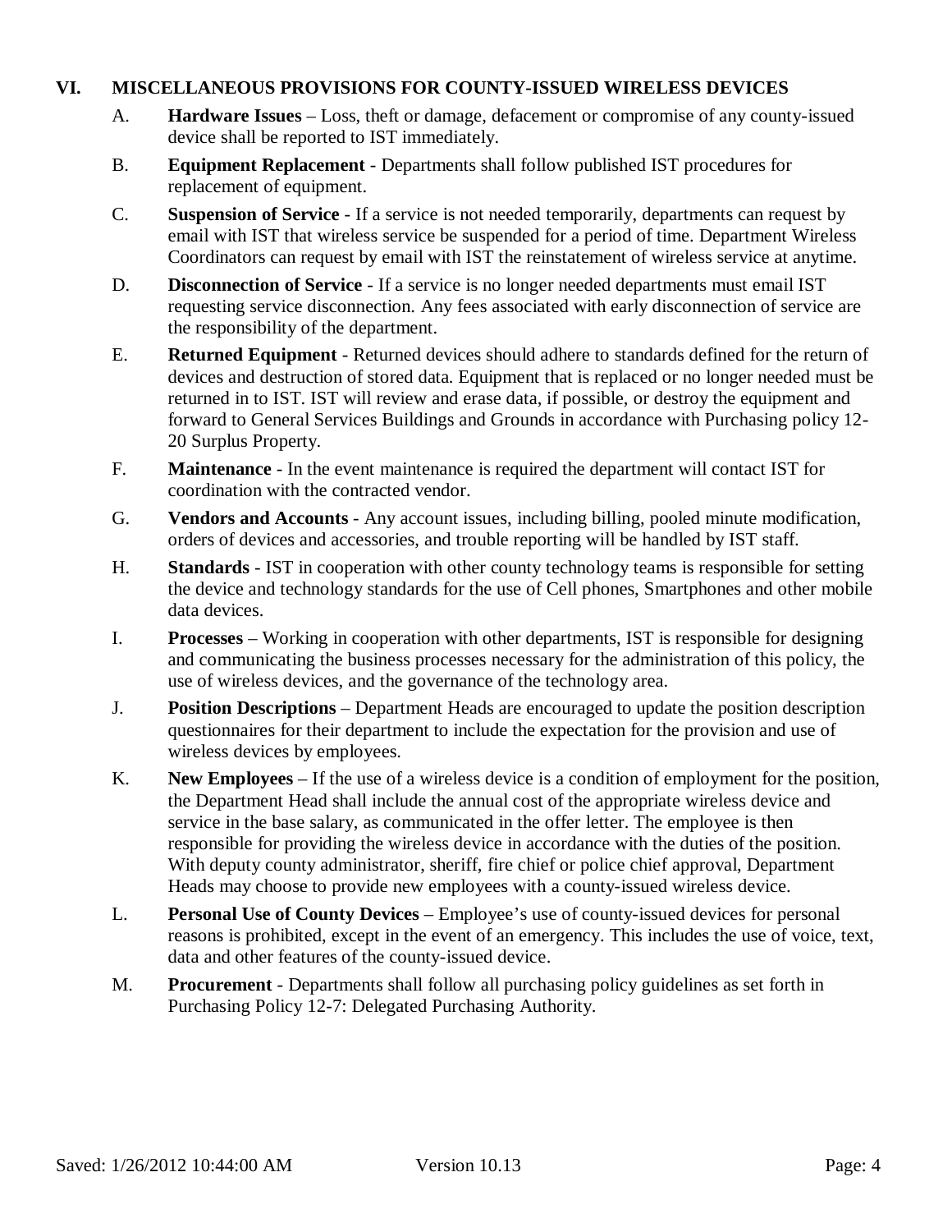## VI. MISCELLANEOUS PROVISIONS FOR COUNTY-ISSUED WIRELESS DEVICES

A. **Hardware Issues** – Loss, theft or damage, defacement or compromise of any county-issued device shall be reported to IST immediately.

B. **Equipment Replacement** - Departments shall follow published IST procedures for replacement of equipment.

C. **Suspension of Service** - If a service is not needed temporarily, departments can request by email with IST that wireless service be suspended for a period of time. Department Wireless Coordinators can request by email with IST the reinstatement of wireless service at anytime.

D. **Disconnection of Service** - If a service is no longer needed departments must email IST requesting service disconnection. Any fees associated with early disconnection of service are the responsibility of the department.

E. **Returned Equipment** - Returned devices should adhere to standards defined for the return of devices and destruction of stored data. Equipment that is replaced or no longer needed must be returned in to IST. IST will review and erase data, if possible, or destroy the equipment and forward to General Services Buildings and Grounds in accordance with Purchasing policy 12-20 Surplus Property.

F. **Maintenance** - In the event maintenance is required the department will contact IST for coordination with the contracted vendor.

G. **Vendors and Accounts** - Any account issues, including billing, pooled minute modification, orders of devices and accessories, and trouble reporting will be handled by IST staff.

H. **Standards** - IST in cooperation with other county technology teams is responsible for setting the device and technology standards for the use of Cell phones, Smartphones and other mobile data devices.

I. **Processes** – Working in cooperation with other departments, IST is responsible for designing and communicating the business processes necessary for the administration of this policy, the use of wireless devices, and the governance of the technology area.

J. **Position Descriptions** – Department Heads are encouraged to update the position description questionnaires for their department to include the expectation for the provision and use of wireless devices by employees.

K. **New Employees** – If the use of a wireless device is a condition of employment for the position, the Department Head shall include the annual cost of the appropriate wireless device and service in the base salary, as communicated in the offer letter. The employee is then responsible for providing the wireless device in accordance with the duties of the position. With deputy county administrator, sheriff, fire chief or police chief approval, Department Heads may choose to provide new employees with a county-issued wireless device.

L. **Personal Use of County Devices** – Employee's use of county-issued devices for personal reasons is prohibited, except in the event of an emergency. This includes the use of voice, text, data and other features of the county-issued device.

M. **Procurement** - Departments shall follow all purchasing policy guidelines as set forth in Purchasing Policy 12-7: Delegated Purchasing Authority.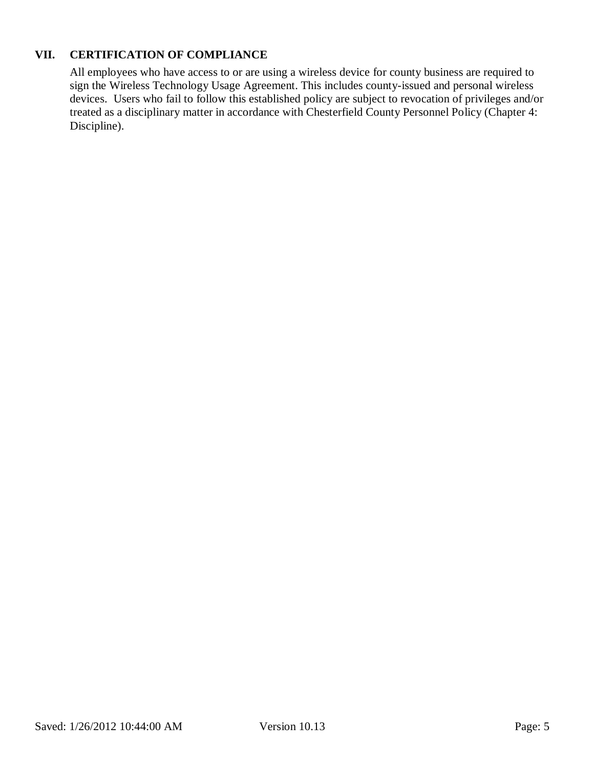## VII. CERTIFICATION OF COMPLIANCE

All employees who have access to or are using a wireless device for county business are required to sign the Wireless Technology Usage Agreement. This includes county-issued and personal wireless devices. Users who fail to follow this established policy are subject to revocation of privileges and/or treated as a disciplinary matter in accordance with Chesterfield County Personnel Policy (Chapter 4: Discipline).